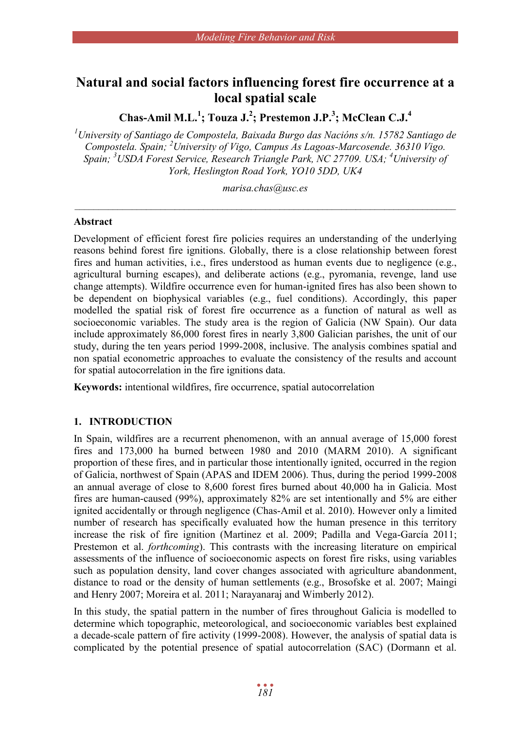# Natural and social factors influencing forest fire occurrence at a local spatial scale

**Chas-Amil M.L.[1]; Touza J.[2]; Prestemon J.P.[3]; McClean C.J.[4]**

*[1]University of Santiago de Compostela, Baixada Burgo das Nacións s/n. 15782 Santiago de Compostela. Spain; [2]University of Vigo, Campus As Lagoas-Marcosende. 36310 Vigo. Spain; [3]USDA Forest Service, Research Triangle Park, NC 27709. USA; [4]University of York, Heslington Road York, YO10 5DD, UK4*

*marisa.chas@usc.es*

---

## Abstract

Development of efficient forest fire policies requires an understanding of the underlying reasons behind forest fire ignitions. Globally, there is a close relationship between forest fires and human activities, i.e., fires understood as human events due to negligence (e.g., agricultural burning escapes), and deliberate actions (e.g., pyromania, revenge, land use change attempts). Wildfire occurrence even for human-ignited fires has also been shown to be dependent on biophysical variables (e.g., fuel conditions). Accordingly, this paper modelled the spatial risk of forest fire occurrence as a function of natural as well as socioeconomic variables. The study area is the region of Galicia (NW Spain). Our data include approximately 86,000 forest fires in nearly 3,800 Galician parishes, the unit of our study, during the ten years period 1999-2008, inclusive. The analysis combines spatial and non spatial econometric approaches to evaluate the consistency of the results and account for spatial autocorrelation in the fire ignitions data.

**Keywords:** intentional wildfires, fire occurrence, spatial autocorrelation

## 1. INTRODUCTION

In Spain, wildfires are a recurrent phenomenon, with an annual average of 15,000 forest fires and 173,000 ha burned between 1980 and 2010 (MARM 2010). A significant proportion of these fires, and in particular those intentionally ignited, occurred in the region of Galicia, northwest of Spain (APAS and IDEM 2006). Thus, during the period 1999-2008 an annual average of close to 8,600 forest fires burned about 40,000 ha in Galicia. Most fires are human-caused (99%), approximately 82% are set intentionally and 5% are either ignited accidentally or through negligence (Chas-Amil et al. 2010). However only a limited number of research has specifically evaluated how the human presence in this territory increase the risk of fire ignition (Martinez et al. 2009; Padilla and Vega-García 2011; Prestemon et al. *forthcoming*). This contrasts with the increasing literature on empirical assessments of the influence of socioeconomic aspects on forest fire risks, using variables such as population density, land cover changes associated with agriculture abandonment, distance to road or the density of human settlements (e.g., Brosofske et al. 2007; Maingi and Henry 2007; Moreira et al. 2011; Narayanaraj and Wimberly 2012).

In this study, the spatial pattern in the number of fires throughout Galicia is modelled to determine which topographic, meteorological, and socioeconomic variables best explained a decade-scale pattern of fire activity (1999-2008). However, the analysis of spatial data is complicated by the potential presence of spatial autocorrelation (SAC) (Dormann et al.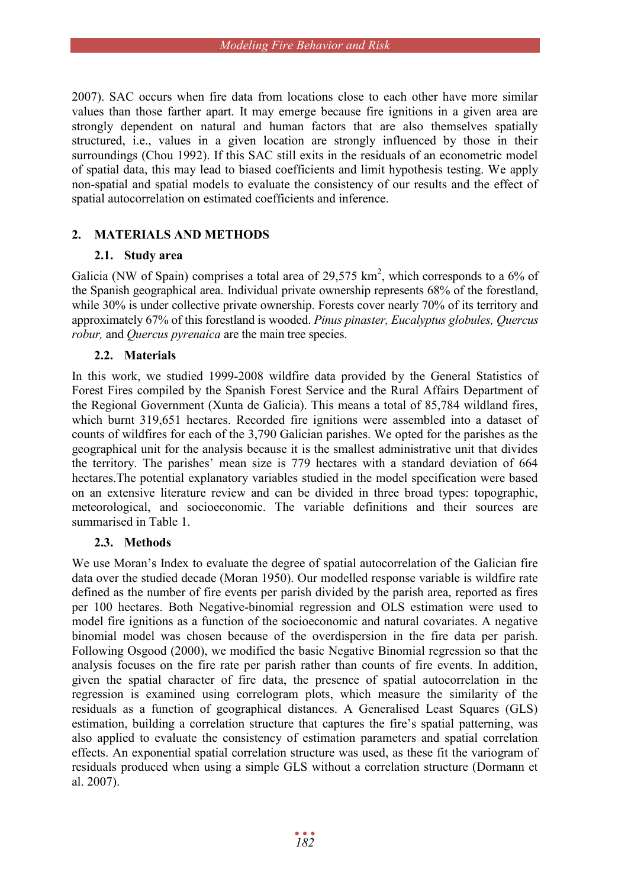2007). SAC occurs when fire data from locations close to each other have more similar values than those farther apart. It may emerge because fire ignitions in a given area are strongly dependent on natural and human factors that are also themselves spatially structured, i.e., values in a given location are strongly influenced by those in their surroundings (Chou 1992). If this SAC still exits in the residuals of an econometric model of spatial data, this may lead to biased coefficients and limit hypothesis testing. We apply non-spatial and spatial models to evaluate the consistency of our results and the effect of spatial autocorrelation on estimated coefficients and inference.

## 2. MATERIALS AND METHODS

### 2.1. Study area

Galicia (NW of Spain) comprises a total area of 29,575 km$^2$, which corresponds to a 6% of the Spanish geographical area. Individual private ownership represents 68% of the forestland, while 30% is under collective private ownership. Forests cover nearly 70% of its territory and approximately 67% of this forestland is wooded. *Pinus pinaster, Eucalyptus globules, Quercus robur,* and *Quercus pyrenaica* are the main tree species.

### 2.2. Materials

In this work, we studied 1999-2008 wildfire data provided by the General Statistics of Forest Fires compiled by the Spanish Forest Service and the Rural Affairs Department of the Regional Government (Xunta de Galicia). This means a total of 85,784 wildland fires, which burnt 319,651 hectares. Recorded fire ignitions were assembled into a dataset of counts of wildfires for each of the 3,790 Galician parishes. We opted for the parishes as the geographical unit for the analysis because it is the smallest administrative unit that divides the territory. The parishes' mean size is 779 hectares with a standard deviation of 664 hectares.The potential explanatory variables studied in the model specification were based on an extensive literature review and can be divided in three broad types: topographic, meteorological, and socioeconomic. The variable definitions and their sources are summarised in Table 1.

### 2.3. Methods

We use Moran's Index to evaluate the degree of spatial autocorrelation of the Galician fire data over the studied decade (Moran 1950). Our modelled response variable is wildfire rate defined as the number of fire events per parish divided by the parish area, reported as fires per 100 hectares. Both Negative-binomial regression and OLS estimation were used to model fire ignitions as a function of the socioeconomic and natural covariates. A negative binomial model was chosen because of the overdispersion in the fire data per parish. Following Osgood (2000), we modified the basic Negative Binomial regression so that the analysis focuses on the fire rate per parish rather than counts of fire events. In addition, given the spatial character of fire data, the presence of spatial autocorrelation in the regression is examined using correlogram plots, which measure the similarity of the residuals as a function of geographical distances. A Generalised Least Squares (GLS) estimation, building a correlation structure that captures the fire's spatial patterning, was also applied to evaluate the consistency of estimation parameters and spatial correlation effects. An exponential spatial correlation structure was used, as these fit the variogram of residuals produced when using a simple GLS without a correlation structure (Dormann et al. 2007).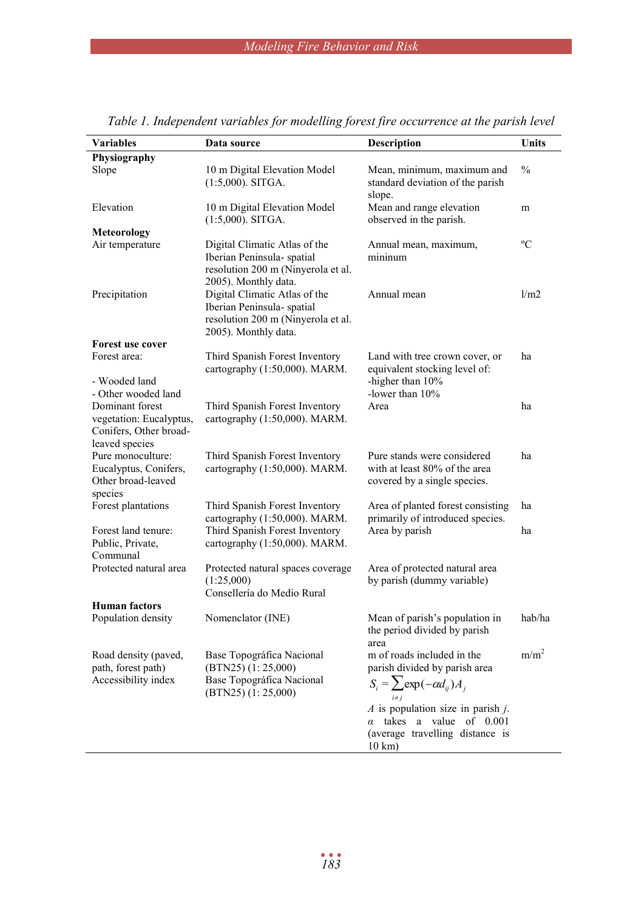*Table 1. Independent variables for modelling forest fire occurrence at the parish level*

| Variables | Data source | Description | Units |
|---|---|---|---|
| **Physiography** | | | |
| Slope | 10 m Digital Elevation Model (1:5,000). SITGA. | Mean, minimum, maximum and standard deviation of the parish slope. | % |
| Elevation | 10 m Digital Elevation Model (1:5,000). SITGA. | Mean and range elevation observed in the parish. | m |
| **Meteorology** | | | |
| Air temperature | Digital Climatic Atlas of the Iberian Peninsula- spatial resolution 200 m (Ninyerola et al. 2005). Monthly data. | Annual mean, maximum, mininum | ºC |
| Precipitation | Digital Climatic Atlas of the Iberian Peninsula- spatial resolution 200 m (Ninyerola et al. 2005). Monthly data. | Annual mean | l/m2 |
| **Forest use cover** | | | |
| Forest area:<br>- Wooded land<br>- Other wooded land | Third Spanish Forest Inventory cartography (1:50,000). MARM. | Land with tree crown cover, or equivalent stocking level of:<br>-higher than 10%<br>-lower than 10% | ha |
| Dominant forest vegetation: Eucalyptus, Conifers, Other broad-leaved species | Third Spanish Forest Inventory cartography (1:50,000). MARM. | Area | ha |
| Pure monoculture: Eucalyptus, Conifers, Other broad-leaved species | Third Spanish Forest Inventory cartography (1:50,000). MARM. | Pure stands were considered with at least 80% of the area covered by a single species. | ha |
| Forest plantations | Third Spanish Forest Inventory cartography (1:50,000). MARM. | Area of planted forest consisting primarily of introduced species. | ha |
| Forest land tenure: Public, Private, Communal | Third Spanish Forest Inventory cartography (1:50,000). MARM. | Area by parish | ha |
| Protected natural area | Protected natural spaces coverage (1:25,000)<br>Consellería do Medio Rural | Area of protected natural area by parish (dummy variable) | |
| **Human factors** | | | |
| Population density | Nomenclator (INE) | Mean of parish's population in the period divided by parish area | hab/ha |
| Road density (paved, path, forest path) | Base Topográfica Nacional (BTN25) (1: 25,000) | m of roads included in the parish divided by parish area | $m/m^2$ |
| Accessibility index | Base Topográfica Nacional (BTN25) (1: 25,000) | $S_i = \sum_{i \neq j} \exp(-\alpha d_{ij}) A_j$<br>$A$ is population size in parish $j$. $\alpha$ takes a value of 0.001 (average travelling distance is 10 km) | |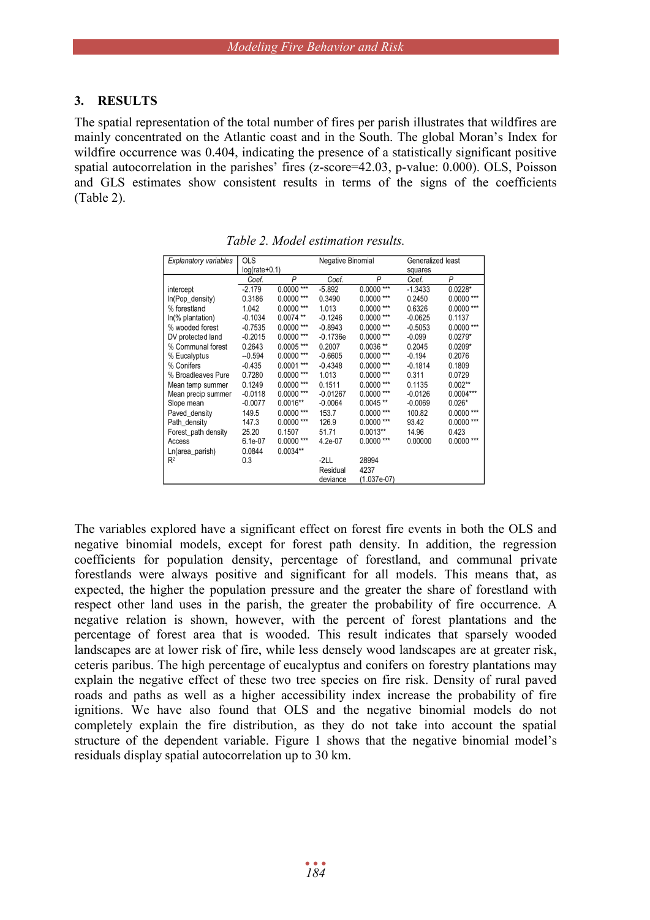## 3. RESULTS

The spatial representation of the total number of fires per parish illustrates that wildfires are mainly concentrated on the Atlantic coast and in the South. The global Moran's Index for wildfire occurrence was 0.404, indicating the presence of a statistically significant positive spatial autocorrelation in the parishes' fires (z-score=42.03, p-value: 0.000). OLS, Poisson and GLS estimates show consistent results in terms of the signs of the coefficients (Table 2).

*Table 2. Model estimation results.*

| *Explanatory variables* | OLS log(rate+0.1) | | Negative Binomial | | Generalized least squares | |
|---|---|---|---|---|---|---|
| | *Coef.* | *P* | *Coef.* | *P* | *Coef.* | *P* |
| intercept | -2.179 | 0.0000 *** | -5.892 | 0.0000 *** | -1.3433 | 0.0228* |
| ln(Pop_density) | 0.3186 | 0.0000 *** | 0.3490 | 0.0000 *** | 0.2450 | 0.0000 *** |
| % forestland | 1.042 | 0.0000 *** | 1.013 | 0.0000 *** | 0.6326 | 0.0000 *** |
| ln(% plantation) | -0.1034 | 0.0074 ** | -0.1246 | 0.0000 *** | -0.0625 | 0.1137 |
| % wooded forest | -0.7535 | 0.0000 *** | -0.8943 | 0.0000 *** | -0.5053 | 0.0000 *** |
| DV protected land | -0.2015 | 0.0000 *** | -0.1736e | 0.0000 *** | -0.099 | 0.0279* |
| % Communal forest | 0.2643 | 0.0005 *** | 0.2007 | 0.0036 ** | 0.2045 | 0.0209* |
| % Eucalyptus | –0.594 | 0.0000 *** | -0.6605 | 0.0000 *** | -0.194 | 0.2076 |
| % Conifers | -0.435 | 0.0001 *** | -0.4348 | 0.0000 *** | -0.1814 | 0.1809 |
| % Broadleaves Pure | 0.7280 | 0.0000 *** | 1.013 | 0.0000 *** | 0.311 | 0.0729 |
| Mean temp summer | 0.1249 | 0.0000 *** | 0.1511 | 0.0000 *** | 0.1135 | 0.002** |
| Mean precip summer | -0.0118 | 0.0000 *** | -0.01267 | 0.0000 *** | -0.0126 | 0.0004*** |
| Slope mean | -0.0077 | 0.0016** | -0.0064 | 0.0045 ** | -0.0069 | 0.026* |
| Paved_density | 149.5 | 0.0000 *** | 153.7 | 0.0000 *** | 100.82 | 0.0000 *** |
| Path_density | 147.3 | 0.0000 *** | 126.9 | 0.0000 *** | 93.42 | 0.0000 *** |
| Forest_path density | 25.20 | 0.1507 | 51.71 | 0.0013** | 14.96 | 0.423 |
| Access | 6.1e-07 | 0.0000 *** | 4.2e-07 | 0.0000 *** | 0.00000 | 0.0000 *** |
| Ln(area_parish) | 0.0844 | 0.0034** | | | | |
| $R^2$ | 0.3 | | -2LL | 28994 | | |
| | | | Residual deviance | 4237 (1.037e-07) | | |

The variables explored have a significant effect on forest fire events in both the OLS and negative binomial models, except for forest path density. In addition, the regression coefficients for population density, percentage of forestland, and communal private forestlands were always positive and significant for all models. This means that, as expected, the higher the population pressure and the greater the share of forestland with respect other land uses in the parish, the greater the probability of fire occurrence. A negative relation is shown, however, with the percent of forest plantations and the percentage of forest area that is wooded. This result indicates that sparsely wooded landscapes are at lower risk of fire, while less densely wood landscapes are at greater risk, ceteris paribus. The high percentage of eucalyptus and conifers on forestry plantations may explain the negative effect of these two tree species on fire risk. Density of rural paved roads and paths as well as a higher accessibility index increase the probability of fire ignitions. We have also found that OLS and the negative binomial models do not completely explain the fire distribution, as they do not take into account the spatial structure of the dependent variable. Figure 1 shows that the negative binomial model's residuals display spatial autocorrelation up to 30 km.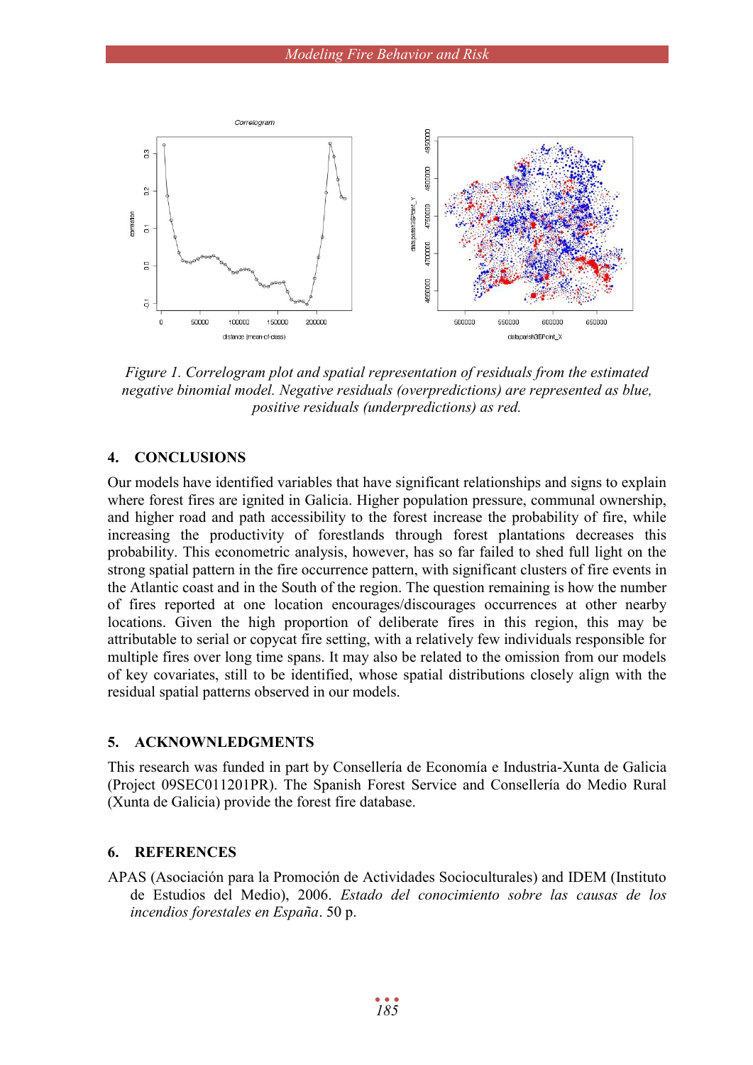*Figure 1. Correlogram plot and spatial representation of residuals from the estimated negative binomial model. Negative residuals (overpredictions) are represented as blue, positive residuals (underpredictions) as red.*

## 4. CONCLUSIONS

Our models have identified variables that have significant relationships and signs to explain where forest fires are ignited in Galicia. Higher population pressure, communal ownership, and higher road and path accessibility to the forest increase the probability of fire, while increasing the productivity of forestlands through forest plantations decreases this probability. This econometric analysis, however, has so far failed to shed full light on the strong spatial pattern in the fire occurrence pattern, with significant clusters of fire events in the Atlantic coast and in the South of the region. The question remaining is how the number of fires reported at one location encourages/discourages occurrences at other nearby locations. Given the high proportion of deliberate fires in this region, this may be attributable to serial or copycat fire setting, with a relatively few individuals responsible for multiple fires over long time spans. It may also be related to the omission from our models of key covariates, still to be identified, whose spatial distributions closely align with the residual spatial patterns observed in our models.

## 5. ACKNOWLEDGMENTS

This research was funded in part by Consellería de Economía e Industria-Xunta de Galicia (Project 09SEC011201PR). The Spanish Forest Service and Consellería do Medio Rural (Xunta de Galicia) provide the forest fire database.

## 6. REFERENCES

APAS (Asociación para la Promoción de Actividades Socioculturales) and IDEM (Instituto de Estudios del Medio), 2006. *Estado del conocimiento sobre las causas de los incendios forestales en España*. 50 p.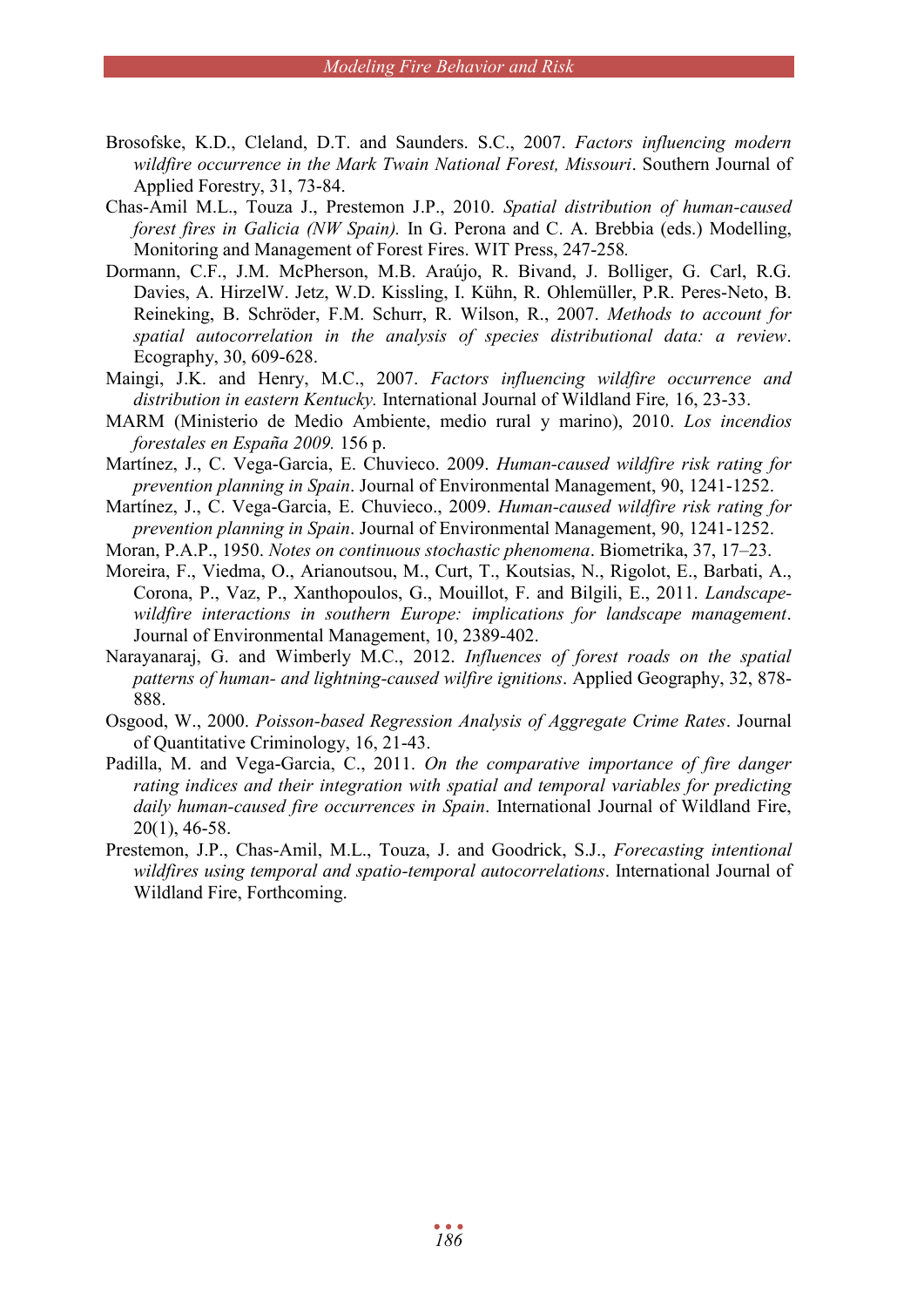Brosofske, K.D., Cleland, D.T. and Saunders. S.C., 2007. *Factors influencing modern wildfire occurrence in the Mark Twain National Forest, Missouri*. Southern Journal of Applied Forestry, 31, 73-84.

Chas-Amil M.L., Touza J., Prestemon J.P., 2010. *Spatial distribution of human-caused forest fires in Galicia (NW Spain).* In G. Perona and C. A. Brebbia (eds.) Modelling, Monitoring and Management of Forest Fires. WIT Press, 247-258*.*

Dormann, C.F., J.M. McPherson, M.B. Araújo, R. Bivand, J. Bolliger, G. Carl, R.G. Davies, A. HirzelW. Jetz, W.D. Kissling, I. Kühn, R. Ohlemüller, P.R. Peres-Neto, B. Reineking, B. Schröder, F.M. Schurr, R. Wilson, R., 2007. *Methods to account for spatial autocorrelation in the analysis of species distributional data: a review*. Ecography, 30, 609-628.

Maingi, J.K. and Henry, M.C., 2007. *Factors influencing wildfire occurrence and distribution in eastern Kentucky.* International Journal of Wildland Fire*,* 16, 23-33.

MARM (Ministerio de Medio Ambiente, medio rural y marino), 2010. *Los incendios forestales en España 2009.* 156 p.

Martínez, J., C. Vega-Garcia, E. Chuvieco. 2009. *Human-caused wildfire risk rating for prevention planning in Spain*. Journal of Environmental Management, 90, 1241-1252.

Martínez, J., C. Vega-Garcia, E. Chuvieco., 2009. *Human-caused wildfire risk rating for prevention planning in Spain*. Journal of Environmental Management, 90, 1241-1252.

Moran, P.A.P., 1950. *Notes on continuous stochastic phenomena*. Biometrika, 37, 17–23.

Moreira, F., Viedma, O., Arianoutsou, M., Curt, T., Koutsias, N., Rigolot, E., Barbati, A., Corona, P., Vaz, P., Xanthopoulos, G., Mouillot, F. and Bilgili, E., 2011. *Landscape-wildfire interactions in southern Europe: implications for landscape management*. Journal of Environmental Management, 10, 2389-402.

Narayanaraj, G. and Wimberly M.C., 2012. *Influences of forest roads on the spatial patterns of human- and lightning-caused wilfire ignitions*. Applied Geography, 32, 878-888.

Osgood, W., 2000. *Poisson-based Regression Analysis of Aggregate Crime Rates*. Journal of Quantitative Criminology, 16, 21-43.

Padilla, M. and Vega-Garcia, C., 2011. *On the comparative importance of fire danger rating indices and their integration with spatial and temporal variables for predicting daily human-caused fire occurrences in Spain*. International Journal of Wildland Fire, 20(1), 46-58.

Prestemon, J.P., Chas-Amil, M.L., Touza, J. and Goodrick, S.J., *Forecasting intentional wildfires using temporal and spatio-temporal autocorrelations*. International Journal of Wildland Fire, Forthcoming.